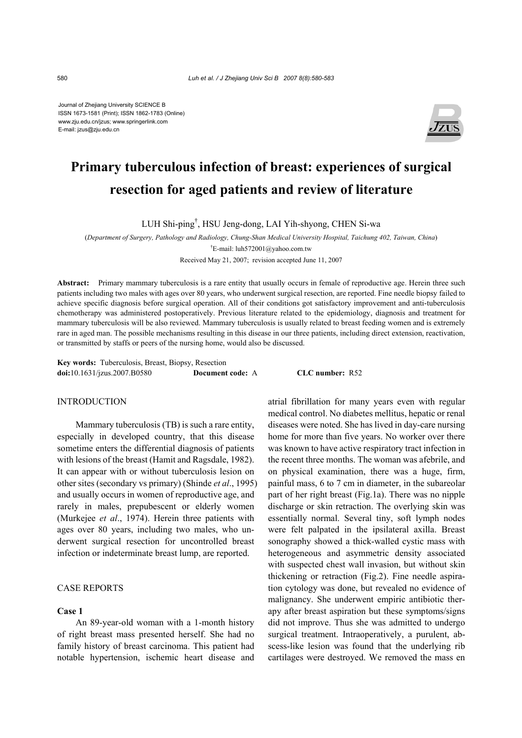Journal of Zhejiang University SCIENCE B
ISSN 1673-1581 (Print); ISSN 1862-1783 (Online)
www.zju.edu.cn/jzus; www.springerlink.com
E-mail: jzus@zju.edu.cn

# Primary tuberculous infection of breast: experiences of surgical resection for aged patients and review of literature

LUH Shi-ping[†], HSU Jeng-dong, LAI Yih-shyong, CHEN Si-wa

(*Department of Surgery, Pathology and Radiology, Chung-Shan Medical University Hospital, Taichung 402, Taiwan, China*)

[†]E-mail: luh572001@yahoo.com.tw

Received May 21, 2007; revision accepted June 11, 2007

**Abstract:** Primary mammary tuberculosis is a rare entity that usually occurs in female of reproductive age. Herein three such patients including two males with ages over 80 years, who underwent surgical resection, are reported. Fine needle biopsy failed to achieve specific diagnosis before surgical operation. All of their conditions got satisfactory improvement and anti-tuberculosis chemotherapy was administered postoperatively. Previous literature related to the epidemiology, diagnosis and treatment for mammary tuberculosis will be also reviewed. Mammary tuberculosis is usually related to breast feeding women and is extremely rare in aged man. The possible mechanisms resulting in this disease in our three patients, including direct extension, reactivation, or transmitted by staffs or peers of the nursing home, would also be discussed.

**Key words:** Tuberculosis, Breast, Biopsy, Resection

**doi:**10.1631/jzus.2007.B0580 **Document code:** A **CLC number:** R52

## INTRODUCTION

Mammary tuberculosis (TB) is such a rare entity, especially in developed country, that this disease sometime enters the differential diagnosis of patients with lesions of the breast (Hamit and Ragsdale, 1982). It can appear with or without tuberculosis lesion on other sites (secondary vs primary) (Shinde *et al*., 1995) and usually occurs in women of reproductive age, and rarely in males, prepubescent or elderly women (Murkejee *et al*., 1974). Herein three patients with ages over 80 years, including two males, who underwent surgical resection for uncontrolled breast infection or indeterminate breast lump, are reported.

## CASE REPORTS

### Case 1

An 89-year-old woman with a 1-month history of right breast mass presented herself. She had no family history of breast carcinoma. This patient had notable hypertension, ischemic heart disease and atrial fibrillation for many years even with regular medical control. No diabetes mellitus, hepatic or renal diseases were noted. She has lived in day-care nursing home for more than five years. No worker over there was known to have active respiratory tract infection in the recent three months. The woman was afebrile, and on physical examination, there was a huge, firm, painful mass, 6 to 7 cm in diameter, in the subareolar part of her right breast (Fig.1a). There was no nipple discharge or skin retraction. The overlying skin was essentially normal. Several tiny, soft lymph nodes were felt palpated in the ipsilateral axilla. Breast sonography showed a thick-walled cystic mass with heterogeneous and asymmetric density associated with suspected chest wall invasion, but without skin thickening or retraction (Fig.2). Fine needle aspiration cytology was done, but revealed no evidence of malignancy. She underwent empiric antibiotic therapy after breast aspiration but these symptoms/signs did not improve. Thus she was admitted to undergo surgical treatment. Intraoperatively, a purulent, abscess-like lesion was found that the underlying rib cartilages were destroyed. We removed the mass en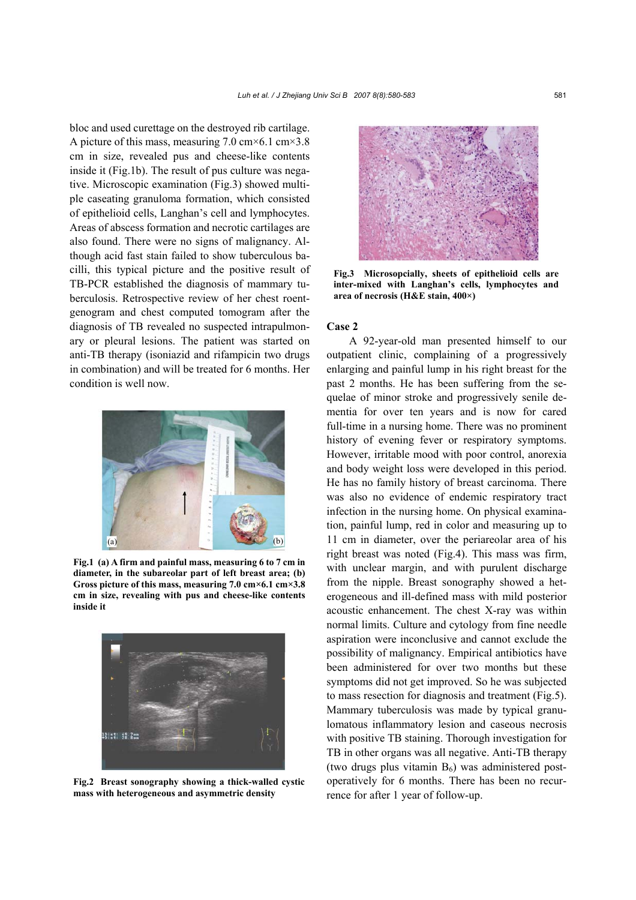bloc and used curettage on the destroyed rib cartilage. A picture of this mass, measuring 7.0 cm×6.1 cm×3.8 cm in size, revealed pus and cheese-like contents inside it (Fig.1b). The result of pus culture was negative. Microscopic examination (Fig.3) showed multiple caseating granuloma formation, which consisted of epithelioid cells, Langhan's cell and lymphocytes. Areas of abscess formation and necrotic cartilages are also found. There were no signs of malignancy. Although acid fast stain failed to show tuberculous bacilli, this typical picture and the positive result of TB-PCR established the diagnosis of mammary tuberculosis. Retrospective review of her chest roentgenogram and chest computed tomogram after the diagnosis of TB revealed no suspected intrapulmonary or pleural lesions. The patient was started on anti-TB therapy (isoniazid and rifampicin two drugs in combination) and will be treated for 6 months. Her condition is well now.

**Fig.1 (a) A firm and painful mass, measuring 6 to 7 cm in diameter, in the subareolar part of left breast area; (b) Gross picture of this mass, measuring 7.0 cm×6.1 cm×3.8 cm in size, revealing with pus and cheese-like contents inside it**

**Fig.2 Breast sonography showing a thick-walled cystic mass with heterogeneous and asymmetric density**

**Fig.3 Microsopcially, sheets of epithelioid cells are inter-mixed with Langhan's cells, lymphocytes and area of necrosis (H&E stain, 400×)**

### Case 2

A 92-year-old man presented himself to our outpatient clinic, complaining of a progressively enlarging and painful lump in his right breast for the past 2 months. He has been suffering from the sequelae of minor stroke and progressively senile dementia for over ten years and is now for cared full-time in a nursing home. There was no prominent history of evening fever or respiratory symptoms. However, irritable mood with poor control, anorexia and body weight loss were developed in this period. He has no family history of breast carcinoma. There was also no evidence of endemic respiratory tract infection in the nursing home. On physical examination, painful lump, red in color and measuring up to 11 cm in diameter, over the periareolar area of his right breast was noted (Fig.4). This mass was firm, with unclear margin, and with purulent discharge from the nipple. Breast sonography showed a heterogeneous and ill-defined mass with mild posterior acoustic enhancement. The chest X-ray was within normal limits. Culture and cytology from fine needle aspiration were inconclusive and cannot exclude the possibility of malignancy. Empirical antibiotics have been administered for over two months but these symptoms did not get improved. So he was subjected to mass resection for diagnosis and treatment (Fig.5). Mammary tuberculosis was made by typical granulomatous inflammatory lesion and caseous necrosis with positive TB staining. Thorough investigation for TB in other organs was all negative. Anti-TB therapy (two drugs plus vitamin $B_6$) was administered postoperatively for 6 months. There has been no recurrence for after 1 year of follow-up.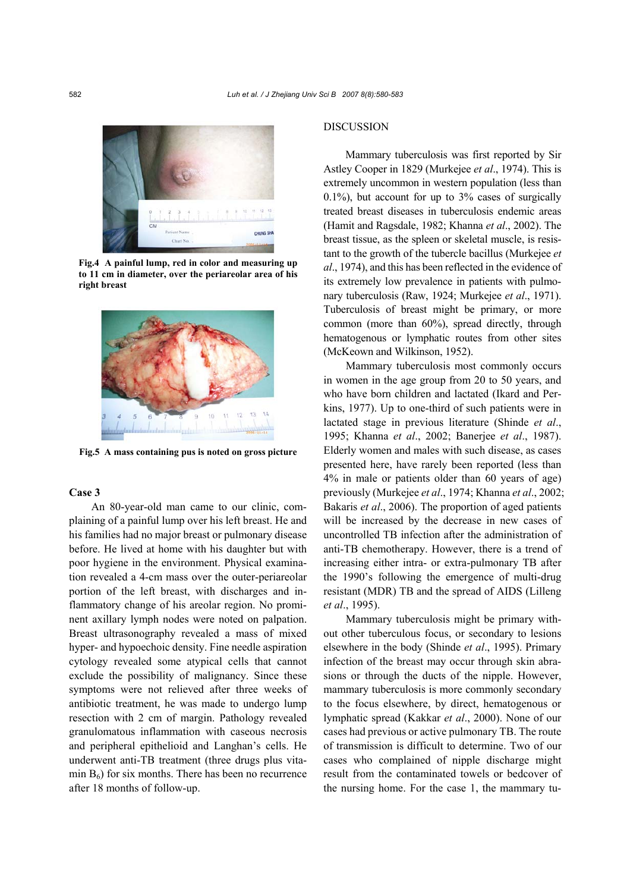Fig.4 A painful lump, red in color and measuring up to 11 cm in diameter, over the periareolar area of his right breast

Fig.5 A mass containing pus is noted on gross picture

### Case 3

An 80-year-old man came to our clinic, complaining of a painful lump over his left breast. He and his families had no major breast or pulmonary disease before. He lived at home with his daughter but with poor hygiene in the environment. Physical examination revealed a 4-cm mass over the outer-periareolar portion of the left breast, with discharges and inflammatory change of his areolar region. No prominent axillary lymph nodes were noted on palpation. Breast ultrasonography revealed a mass of mixed hyper- and hypoechoic density. Fine needle aspiration cytology revealed some atypical cells that cannot exclude the possibility of malignancy. Since these symptoms were not relieved after three weeks of antibiotic treatment, he was made to undergo lump resection with 2 cm of margin. Pathology revealed granulomatous inflammation with caseous necrosis and peripheral epithelioid and Langhan's cells. He underwent anti-TB treatment (three drugs plus vitamin $B_6$) for six months. There has been no recurrence after 18 months of follow-up.

## DISCUSSION

Mammary tuberculosis was first reported by Sir Astley Cooper in 1829 (Murkejee *et al*., 1974). This is extremely uncommon in western population (less than 0.1%), but account for up to 3% cases of surgically treated breast diseases in tuberculosis endemic areas (Hamit and Ragsdale, 1982; Khanna *et al*., 2002). The breast tissue, as the spleen or skeletal muscle, is resistant to the growth of the tubercle bacillus (Murkejee *et al*., 1974), and this has been reflected in the evidence of its extremely low prevalence in patients with pulmonary tuberculosis (Raw, 1924; Murkejee *et al*., 1971). Tuberculosis of breast might be primary, or more common (more than 60%), spread directly, through hematogenous or lymphatic routes from other sites (McKeown and Wilkinson, 1952).

Mammary tuberculosis most commonly occurs in women in the age group from 20 to 50 years, and who have born children and lactated (Ikard and Perkins, 1977). Up to one-third of such patients were in lactated stage in previous literature (Shinde *et al*., 1995; Khanna *et al*., 2002; Banerjee *et al*., 1987). Elderly women and males with such disease, as cases presented here, have rarely been reported (less than 4% in male or patients older than 60 years of age) previously (Murkejee *et al*., 1974; Khanna *et al*., 2002; Bakaris *et al*., 2006). The proportion of aged patients will be increased by the decrease in new cases of uncontrolled TB infection after the administration of anti-TB chemotherapy. However, there is a trend of increasing either intra- or extra-pulmonary TB after the 1990's following the emergence of multi-drug resistant (MDR) TB and the spread of AIDS (Lilleng *et al*., 1995).

Mammary tuberculosis might be primary without other tuberculous focus, or secondary to lesions elsewhere in the body (Shinde *et al*., 1995). Primary infection of the breast may occur through skin abrasions or through the ducts of the nipple. However, mammary tuberculosis is more commonly secondary to the focus elsewhere, by direct, hematogenous or lymphatic spread (Kakkar *et al*., 2000). None of our cases had previous or active pulmonary TB. The route of transmission is difficult to determine. Two of our cases who complained of nipple discharge might result from the contaminated towels or bedcover of the nursing home. For the case 1, the mammary tu-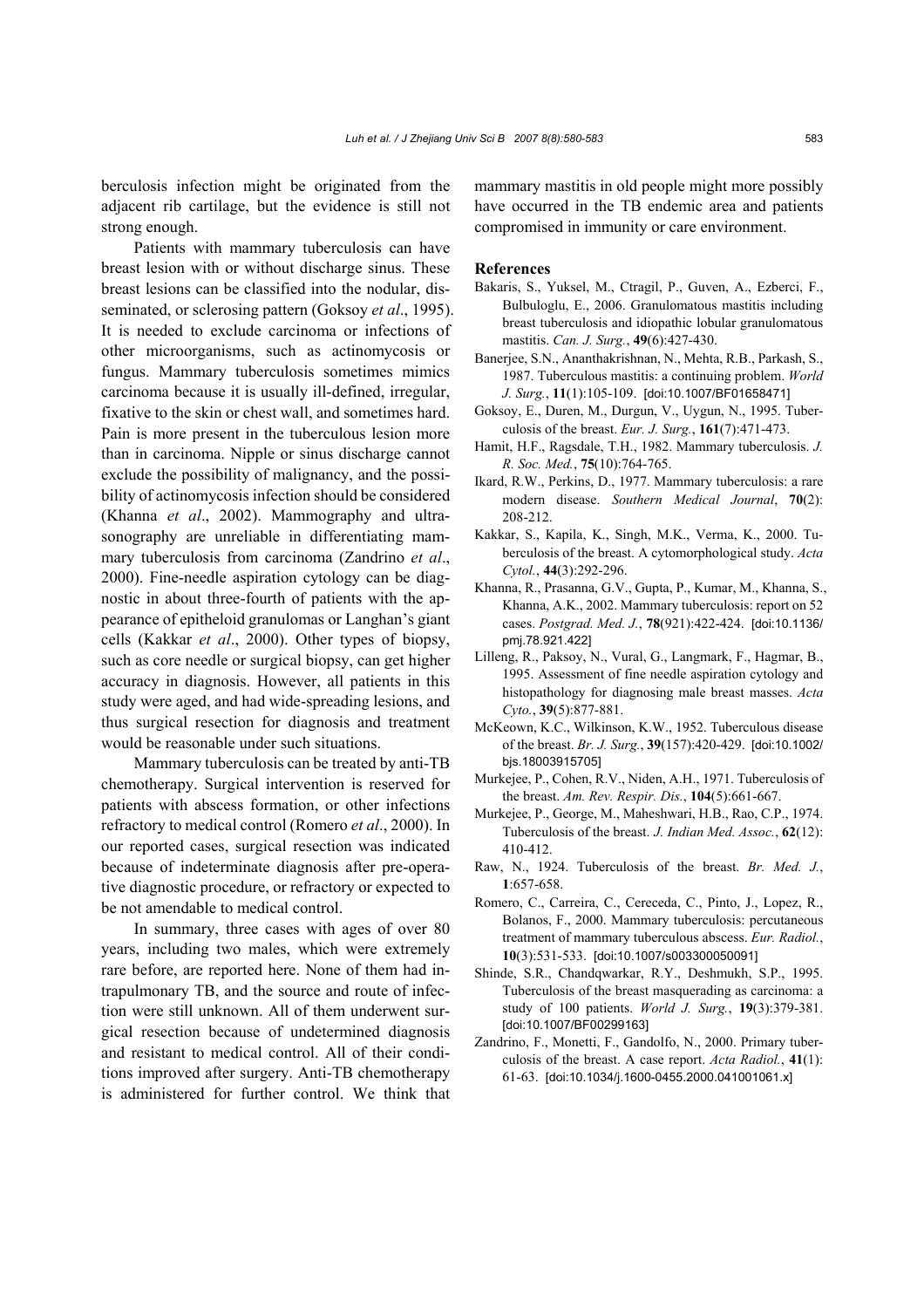berculosis infection might be originated from the adjacent rib cartilage, but the evidence is still not strong enough.

Patients with mammary tuberculosis can have breast lesion with or without discharge sinus. These breast lesions can be classified into the nodular, disseminated, or sclerosing pattern (Goksoy *et al*., 1995). It is needed to exclude carcinoma or infections of other microorganisms, such as actinomycosis or fungus. Mammary tuberculosis sometimes mimics carcinoma because it is usually ill-defined, irregular, fixative to the skin or chest wall, and sometimes hard. Pain is more present in the tuberculous lesion more than in carcinoma. Nipple or sinus discharge cannot exclude the possibility of malignancy, and the possibility of actinomycosis infection should be considered (Khanna *et al*., 2002). Mammography and ultrasonography are unreliable in differentiating mammary tuberculosis from carcinoma (Zandrino *et al*., 2000). Fine-needle aspiration cytology can be diagnostic in about three-fourth of patients with the appearance of epitheloid granulomas or Langhan's giant cells (Kakkar *et al*., 2000). Other types of biopsy, such as core needle or surgical biopsy, can get higher accuracy in diagnosis. However, all patients in this study were aged, and had wide-spreading lesions, and thus surgical resection for diagnosis and treatment would be reasonable under such situations.

Mammary tuberculosis can be treated by anti-TB chemotherapy. Surgical intervention is reserved for patients with abscess formation, or other infections refractory to medical control (Romero *et al*., 2000). In our reported cases, surgical resection was indicated because of indeterminate diagnosis after pre-operative diagnostic procedure, or refractory or expected to be not amendable to medical control.

In summary, three cases with ages of over 80 years, including two males, which were extremely rare before, are reported here. None of them had intrapulmonary TB, and the source and route of infection were still unknown. All of them underwent surgical resection because of undetermined diagnosis and resistant to medical control. All of their conditions improved after surgery. Anti-TB chemotherapy is administered for further control. We think that mammary mastitis in old people might more possibly have occurred in the TB endemic area and patients compromised in immunity or care environment.

## References

Bakaris, S., Yuksel, M., Ctragil, P., Guven, A., Ezberci, F., Bulbuloglu, E., 2006. Granulomatous mastitis including breast tuberculosis and idiopathic lobular granulomatous mastitis. *Can. J. Surg.*, **49**(6):427-430.

Banerjee, S.N., Ananthakrishnan, N., Mehta, R.B., Parkash, S., 1987. Tuberculous mastitis: a continuing problem. *World J. Surg.*, **11**(1):105-109. [doi:10.1007/BF01658471]

Goksoy, E., Duren, M., Durgun, V., Uygun, N., 1995. Tuberculosis of the breast. *Eur. J. Surg.*, **161**(7):471-473.

Hamit, H.F., Ragsdale, T.H., 1982. Mammary tuberculosis. *J. R. Soc. Med.*, **75**(10):764-765.

Ikard, R.W., Perkins, D., 1977. Mammary tuberculosis: a rare modern disease. *Southern Medical Journal*, **70**(2): 208-212.

Kakkar, S., Kapila, K., Singh, M.K., Verma, K., 2000. Tuberculosis of the breast. A cytomorphological study. *Acta Cytol.*, **44**(3):292-296.

Khanna, R., Prasanna, G.V., Gupta, P., Kumar, M., Khanna, S., Khanna, A.K., 2002. Mammary tuberculosis: report on 52 cases. *Postgrad. Med. J.*, **78**(921):422-424. [doi:10.1136/pmj.78.921.422]

Lilleng, R., Paksoy, N., Vural, G., Langmark, F., Hagmar, B., 1995. Assessment of fine needle aspiration cytology and histopathology for diagnosing male breast masses. *Acta Cyto.*, **39**(5):877-881.

McKeown, K.C., Wilkinson, K.W., 1952. Tuberculous disease of the breast. *Br. J. Surg.*, **39**(157):420-429. [doi:10.1002/bjs.18003915705]

Murkejee, P., Cohen, R.V., Niden, A.H., 1971. Tuberculosis of the breast. *Am. Rev. Respir. Dis.*, **104**(5):661-667.

Murkejee, P., George, M., Maheshwari, H.B., Rao, C.P., 1974. Tuberculosis of the breast. *J. Indian Med. Assoc.*, **62**(12): 410-412.

Raw, N., 1924. Tuberculosis of the breast. *Br. Med. J.*, **1**:657-658.

Romero, C., Carreira, C., Cereceda, C., Pinto, J., Lopez, R., Bolanos, F., 2000. Mammary tuberculosis: percutaneous treatment of mammary tuberculous abscess. *Eur. Radiol.*, **10**(3):531-533. [doi:10.1007/s003300050091]

Shinde, S.R., Chandqwarkar, R.Y., Deshmukh, S.P., 1995. Tuberculosis of the breast masquerading as carcinoma: a study of 100 patients. *World J. Surg.*, **19**(3):379-381. [doi:10.1007/BF00299163]

Zandrino, F., Monetti, F., Gandolfo, N., 2000. Primary tuberculosis of the breast. A case report. *Acta Radiol.*, **41**(1): 61-63. [doi:10.1034/j.1600-0455.2000.041001061.x]